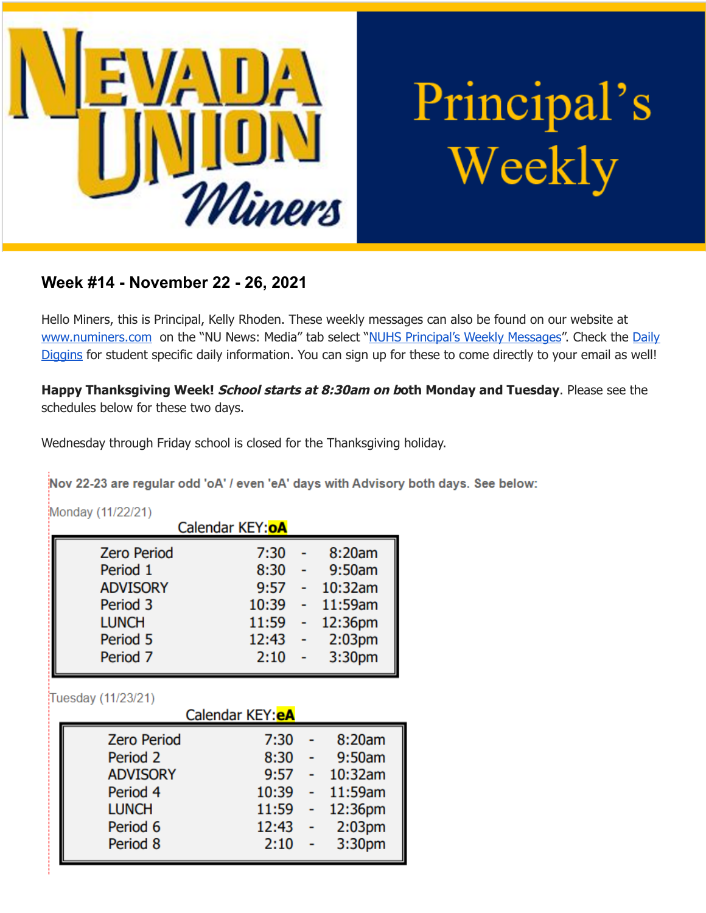# Nevada Union Miners — Principal's Weekly

## Week #14 - November 22 - 26, 2021

Hello Miners, this is Principal, Kelly Rhoden. These weekly messages can also be found on our website at www.numiners.com on the "NU News: Media" tab select "NUHS Principal's Weekly Messages". Check the Daily Diggins for student specific daily information. You can sign up for these to come directly to your email as well!

**Happy Thanksgiving Week!** ***School starts at 8:30am on both Monday and Tuesday***. Please see the schedules below for these two days.

Wednesday through Friday school is closed for the Thanksgiving holiday.

**Nov 22-23 are regular odd 'oA' / even 'eA' days with Advisory both days. See below:**

Monday (11/22/21)

Calendar KEY: **oA**

| Period | Start | | End |
|---|---|---|---|
| Zero Period | 7:30 | - | 8:20am |
| Period 1 | 8:30 | - | 9:50am |
| ADVISORY | 9:57 | - | 10:32am |
| Period 3 | 10:39 | - | 11:59am |
| LUNCH | 11:59 | - | 12:36pm |
| Period 5 | 12:43 | - | 2:03pm |
| Period 7 | 2:10 | - | 3:30pm |

Tuesday (11/23/21)

Calendar KEY: **eA**

| Period | Start | | End |
|---|---|---|---|
| Zero Period | 7:30 | - | 8:20am |
| Period 2 | 8:30 | - | 9:50am |
| ADVISORY | 9:57 | - | 10:32am |
| Period 4 | 10:39 | - | 11:59am |
| LUNCH | 11:59 | - | 12:36pm |
| Period 6 | 12:43 | - | 2:03pm |
| Period 8 | 2:10 | - | 3:30pm |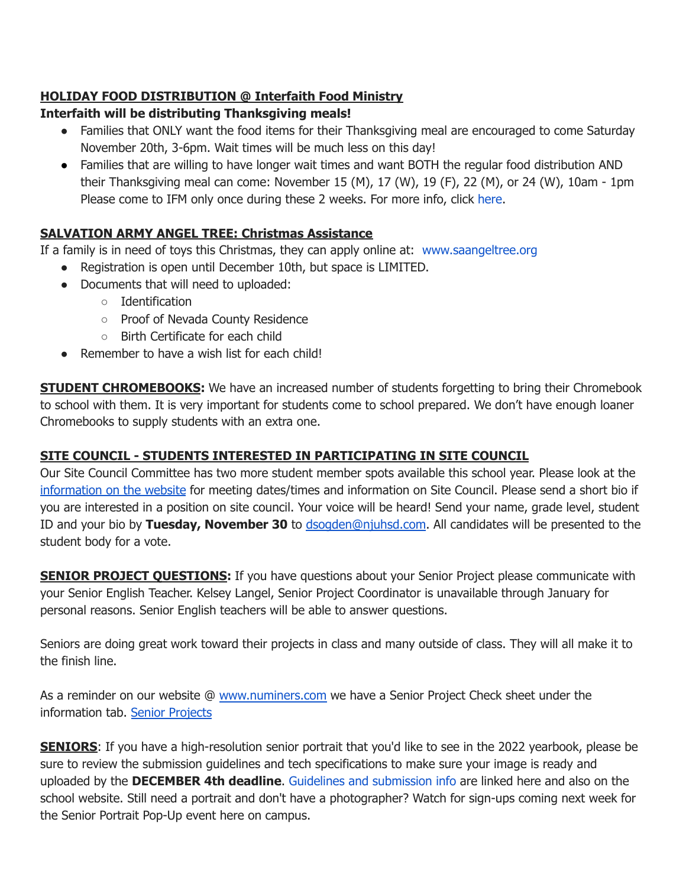**HOLIDAY FOOD DISTRIBUTION @ Interfaith Food Ministry**

**Interfaith will be distributing Thanksgiving meals!**

- Families that ONLY want the food items for their Thanksgiving meal are encouraged to come Saturday November 20th, 3-6pm. Wait times will be much less on this day!
- Families that are willing to have longer wait times and want BOTH the regular food distribution AND their Thanksgiving meal can come: November 15 (M), 17 (W), 19 (F), 22 (M), or 24 (W), 10am - 1pm Please come to IFM only once during these 2 weeks. For more info, click here.

**SALVATION ARMY ANGEL TREE: Christmas Assistance**

If a family is in need of toys this Christmas, they can apply online at: www.saangeltree.org

- Registration is open until December 10th, but space is LIMITED.
- Documents that will need to uploaded:
  - Identification
  - Proof of Nevada County Residence
  - Birth Certificate for each child
- Remember to have a wish list for each child!

**STUDENT CHROMEBOOKS:** We have an increased number of students forgetting to bring their Chromebook to school with them. It is very important for students come to school prepared. We don't have enough loaner Chromebooks to supply students with an extra one.

**SITE COUNCIL - STUDENTS INTERESTED IN PARTICIPATING IN SITE COUNCIL**

Our Site Council Committee has two more student member spots available this school year. Please look at the information on the website for meeting dates/times and information on Site Council. Please send a short bio if you are interested in a position on site council. Your voice will be heard! Send your name, grade level, student ID and your bio by **Tuesday, November 30** to dsogden@njuhsd.com. All candidates will be presented to the student body for a vote.

**SENIOR PROJECT QUESTIONS:** If you have questions about your Senior Project please communicate with your Senior English Teacher. Kelsey Langel, Senior Project Coordinator is unavailable through January for personal reasons. Senior English teachers will be able to answer questions.

Seniors are doing great work toward their projects in class and many outside of class. They will all make it to the finish line.

As a reminder on our website @ www.numiners.com we have a Senior Project Check sheet under the information tab. Senior Projects

**SENIORS**: If you have a high-resolution senior portrait that you'd like to see in the 2022 yearbook, please be sure to review the submission guidelines and tech specifications to make sure your image is ready and uploaded by the **DECEMBER 4th deadline**. Guidelines and submission info are linked here and also on the school website. Still need a portrait and don't have a photographer? Watch for sign-ups coming next week for the Senior Portrait Pop-Up event here on campus.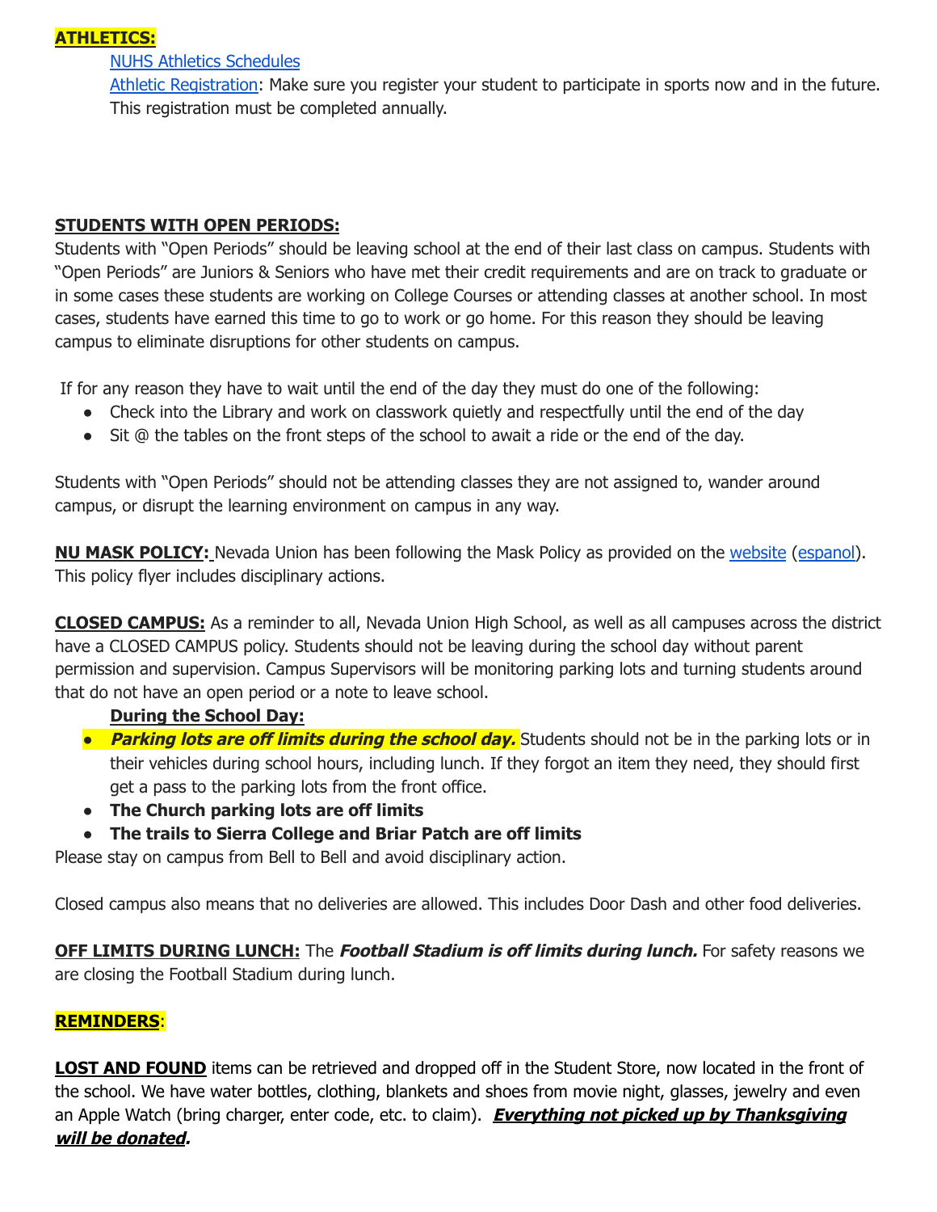**ATHLETICS:**

[NUHS Athletics Schedules]
[Athletic Registration]: Make sure you register your student to participate in sports now and in the future. This registration must be completed annually.

**STUDENTS WITH OPEN PERIODS:**

Students with "Open Periods" should be leaving school at the end of their last class on campus. Students with "Open Periods" are Juniors & Seniors who have met their credit requirements and are on track to graduate or in some cases these students are working on College Courses or attending classes at another school. In most cases, students have earned this time to go to work or go home. For this reason they should be leaving campus to eliminate disruptions for other students on campus.

If for any reason they have to wait until the end of the day they must do one of the following:

- Check into the Library and work on classwork quietly and respectfully until the end of the day
- Sit @ the tables on the front steps of the school to await a ride or the end of the day.

Students with "Open Periods" should not be attending classes they are not assigned to, wander around campus, or disrupt the learning environment on campus in any way.

**NU MASK POLICY:** Nevada Union has been following the Mask Policy as provided on the website (espanol). This policy flyer includes disciplinary actions.

**CLOSED CAMPUS:** As a reminder to all, Nevada Union High School, as well as all campuses across the district have a CLOSED CAMPUS policy. Students should not be leaving during the school day without parent permission and supervision. Campus Supervisors will be monitoring parking lots and turning students around that do not have an open period or a note to leave school.

**During the School Day:**

- ***Parking lots are off limits during the school day.*** Students should not be in the parking lots or in their vehicles during school hours, including lunch. If they forgot an item they need, they should first get a pass to the parking lots from the front office.
- **The Church parking lots are off limits**
- **The trails to Sierra College and Briar Patch are off limits**

Please stay on campus from Bell to Bell and avoid disciplinary action.

Closed campus also means that no deliveries are allowed. This includes Door Dash and other food deliveries.

**OFF LIMITS DURING LUNCH:** The ***Football Stadium is off limits during lunch.*** For safety reasons we are closing the Football Stadium during lunch.

**REMINDERS:**

**LOST AND FOUND** items can be retrieved and dropped off in the Student Store, now located in the front of the school. We have water bottles, clothing, blankets and shoes from movie night, glasses, jewelry and even an Apple Watch (bring charger, enter code, etc. to claim). ***Everything not picked up by Thanksgiving will be donated.***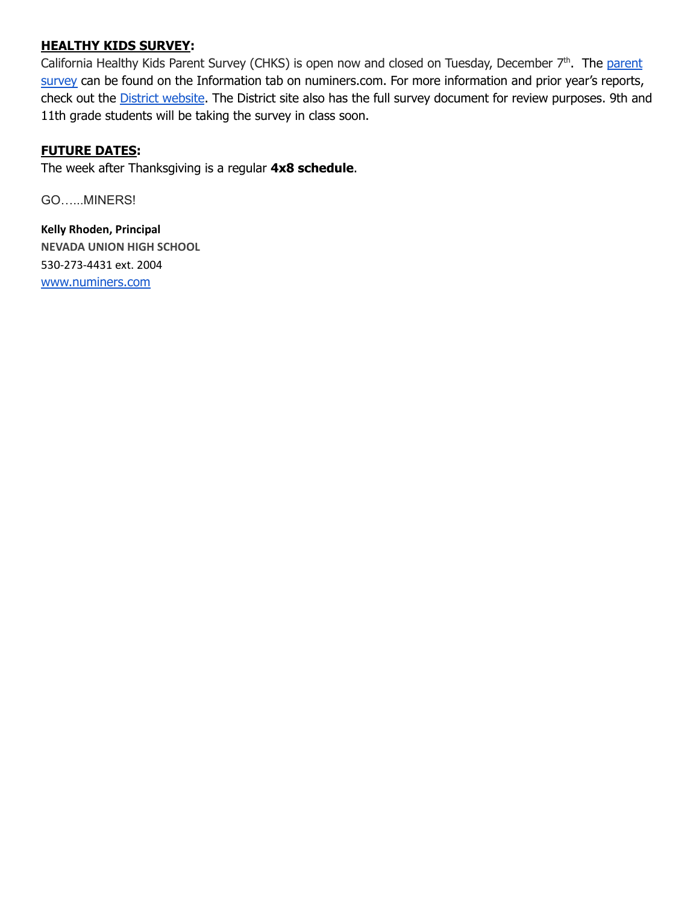**HEALTHY KIDS SURVEY:**

California Healthy Kids Parent Survey (CHKS) is open now and closed on Tuesday, December 7th. The parent survey can be found on the Information tab on numiners.com. For more information and prior year's reports, check out the District website. The District site also has the full survey document for review purposes. 9th and 11th grade students will be taking the survey in class soon.

**FUTURE DATES:**

The week after Thanksgiving is a regular **4x8 schedule**.

GO…...MINERS!

**Kelly Rhoden, Principal**
**NEVADA UNION HIGH SCHOOL**
530-273-4431 ext. 2004
www.numiners.com